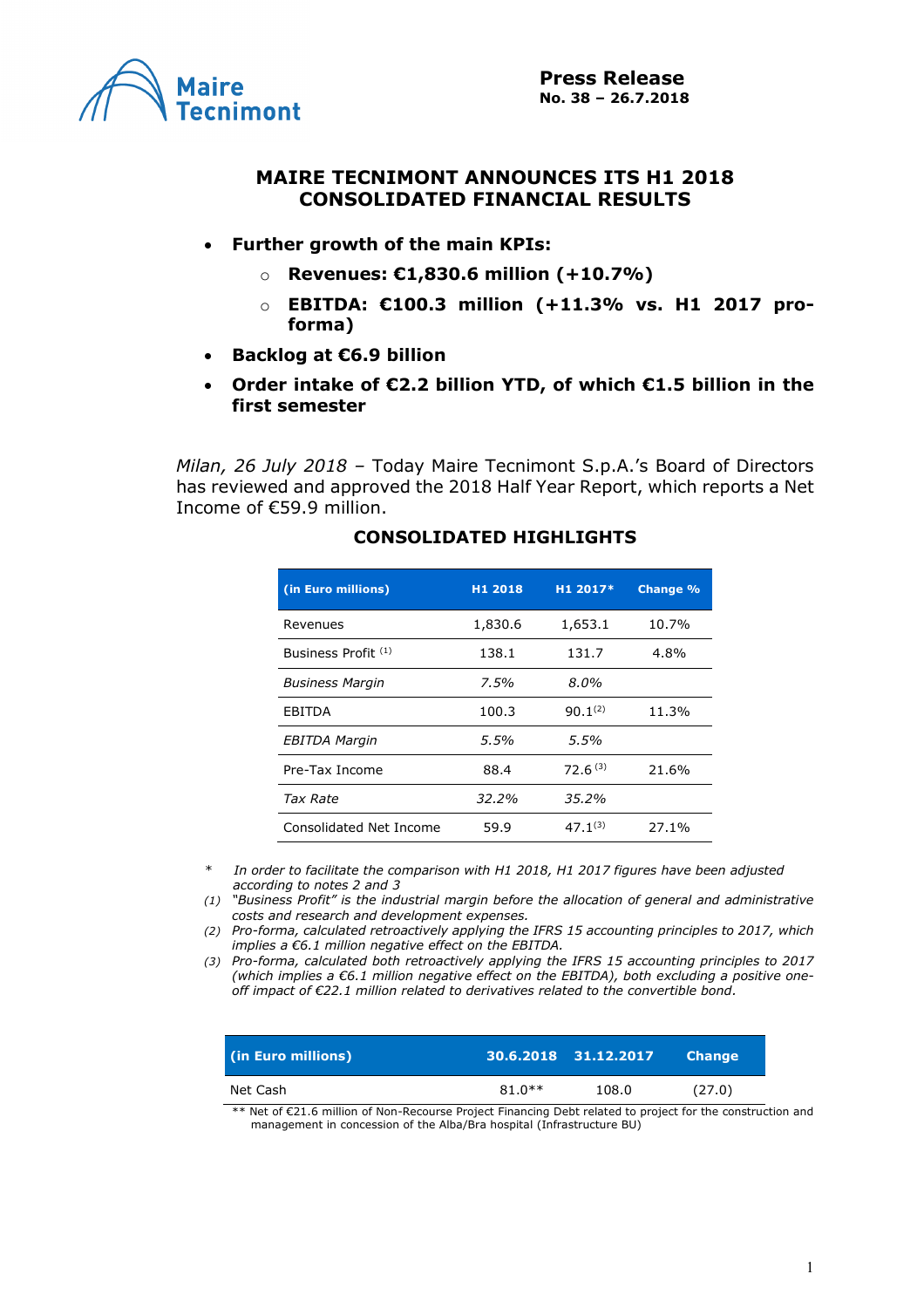**Press Release**
**No. 38 – 26.7.2018**

# MAIRE TECNIMONT ANNOUNCES ITS H1 2018 CONSOLIDATED FINANCIAL RESULTS

- **Further growth of the main KPIs:**
  - **Revenues: €1,830.6 million (+10.7%)**
  - **EBITDA: €100.3 million (+11.3% vs. H1 2017 pro-forma)**
- **Backlog at €6.9 billion**
- **Order intake of €2.2 billion YTD, of which €1.5 billion in the first semester**

*Milan, 26 July 2018* – Today Maire Tecnimont S.p.A.'s Board of Directors has reviewed and approved the 2018 Half Year Report, which reports a Net Income of €59.9 million.

## CONSOLIDATED HIGHLIGHTS

| (in Euro millions) | H1 2018 | H1 2017* | Change % |
|---|---|---|---|
| Revenues | 1,830.6 | 1,653.1 | 10.7% |
| Business Profit (1) | 138.1 | 131.7 | 4.8% |
| *Business Margin* | *7.5%* | *8.0%* | |
| EBITDA | 100.3 | 90.1 (2) | 11.3% |
| *EBITDA Margin* | *5.5%* | *5.5%* | |
| Pre-Tax Income | 88.4 | 72.6 (3) | 21.6% |
| *Tax Rate* | *32.2%* | *35.2%* | |
| Consolidated Net Income | 59.9 | 47.1 (3) | 27.1% |

\* *In order to facilitate the comparison with H1 2018, H1 2017 figures have been adjusted according to notes 2 and 3*

*(1) "Business Profit" is the industrial margin before the allocation of general and administrative costs and research and development expenses.*

*(2) Pro-forma, calculated retroactively applying the IFRS 15 accounting principles to 2017, which implies a €6.1 million negative effect on the EBITDA.*

*(3) Pro-forma, calculated both retroactively applying the IFRS 15 accounting principles to 2017 (which implies a €6.1 million negative effect on the EBITDA), both excluding a positive one-off impact of €22.1 million related to derivatives related to the convertible bond.*

| (in Euro millions) | 30.6.2018 | 31.12.2017 | Change |
|---|---|---|---|
| Net Cash | 81.0** | 108.0 | (27.0) |

** Net of €21.6 million of Non-Recourse Project Financing Debt related to project for the construction and management in concession of the Alba/Bra hospital (Infrastructure BU)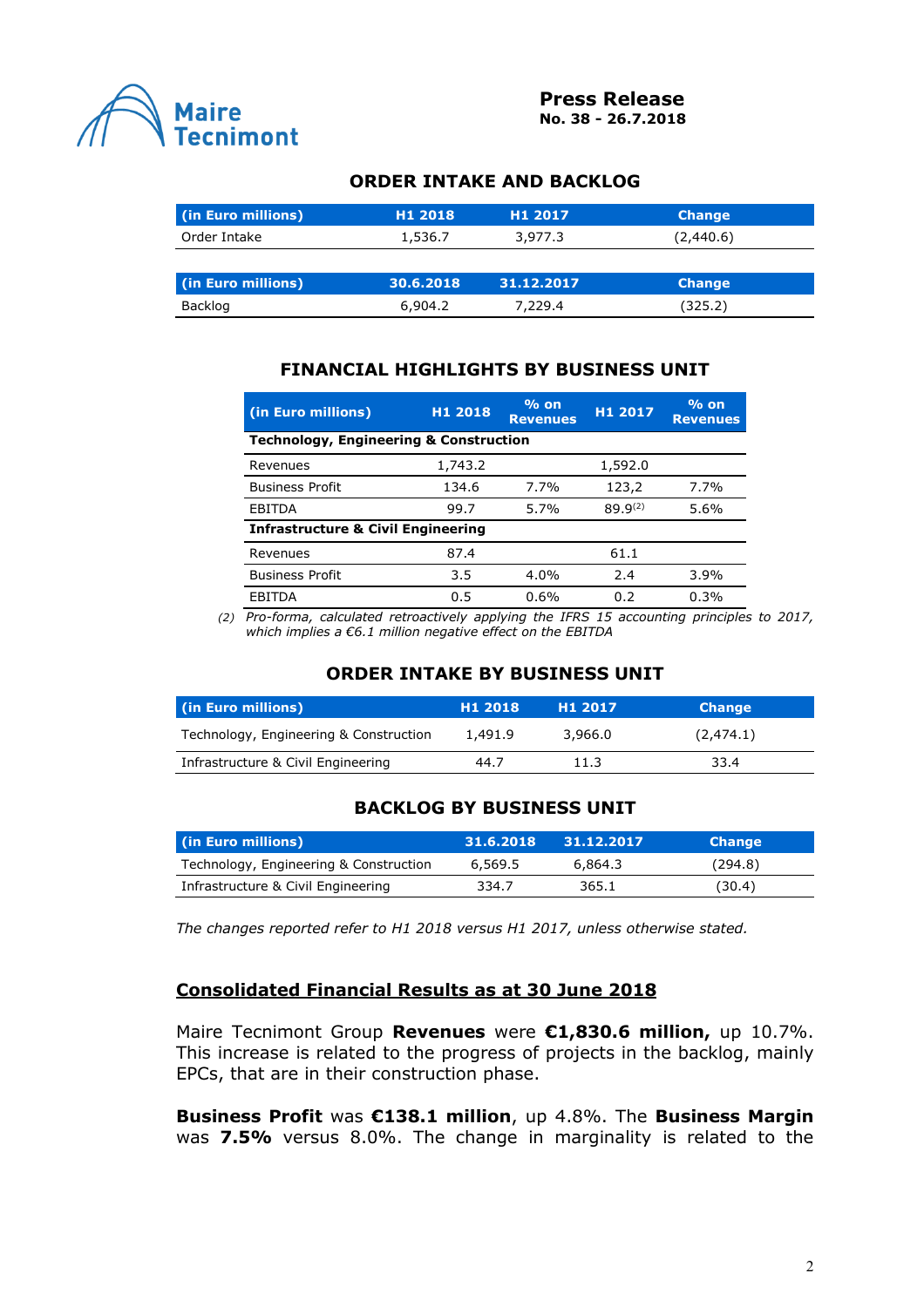## ORDER INTAKE AND BACKLOG

| (in Euro millions) | H1 2018 | H1 2017 | Change |
|---|---|---|---|
| Order Intake | 1,536.7 | 3,977.3 | (2,440.6) |

| (in Euro millions) | 30.6.2018 | 31.12.2017 | Change |
|---|---|---|---|
| Backlog | 6,904.2 | 7,229.4 | (325.2) |

## FINANCIAL HIGHLIGHTS BY BUSINESS UNIT

| (in Euro millions) | H1 2018 | % on Revenues | H1 2017 | % on Revenues |
|---|---|---|---|---|
| **Technology, Engineering & Construction** | | | | |
| Revenues | 1,743.2 | | 1,592.0 | |
| Business Profit | 134.6 | 7.7% | 123,2 | 7.7% |
| EBITDA | 99.7 | 5.7% | 89.9(2) | 5.6% |
| **Infrastructure & Civil Engineering** | | | | |
| Revenues | 87.4 | | 61.1 | |
| Business Profit | 3.5 | 4.0% | 2.4 | 3.9% |
| EBITDA | 0.5 | 0.6% | 0.2 | 0.3% |

*(2) Pro-forma, calculated retroactively applying the IFRS 15 accounting principles to 2017, which implies a €6.1 million negative effect on the EBITDA*

## ORDER INTAKE BY BUSINESS UNIT

| (in Euro millions) | H1 2018 | H1 2017 | Change |
|---|---|---|---|
| Technology, Engineering & Construction | 1,491.9 | 3,966.0 | (2,474.1) |
| Infrastructure & Civil Engineering | 44.7 | 11.3 | 33.4 |

## BACKLOG BY BUSINESS UNIT

| (in Euro millions) | 31.6.2018 | 31.12.2017 | Change |
|---|---|---|---|
| Technology, Engineering & Construction | 6,569.5 | 6,864.3 | (294.8) |
| Infrastructure & Civil Engineering | 334.7 | 365.1 | (30.4) |

*The changes reported refer to H1 2018 versus H1 2017, unless otherwise stated.*

## Consolidated Financial Results as at 30 June 2018

Maire Tecnimont Group **Revenues** were **€1,830.6 million,** up 10.7%. This increase is related to the progress of projects in the backlog, mainly EPCs, that are in their construction phase.

**Business Profit** was **€138.1 million**, up 4.8%. The **Business Margin** was **7.5%** versus 8.0%. The change in marginality is related to the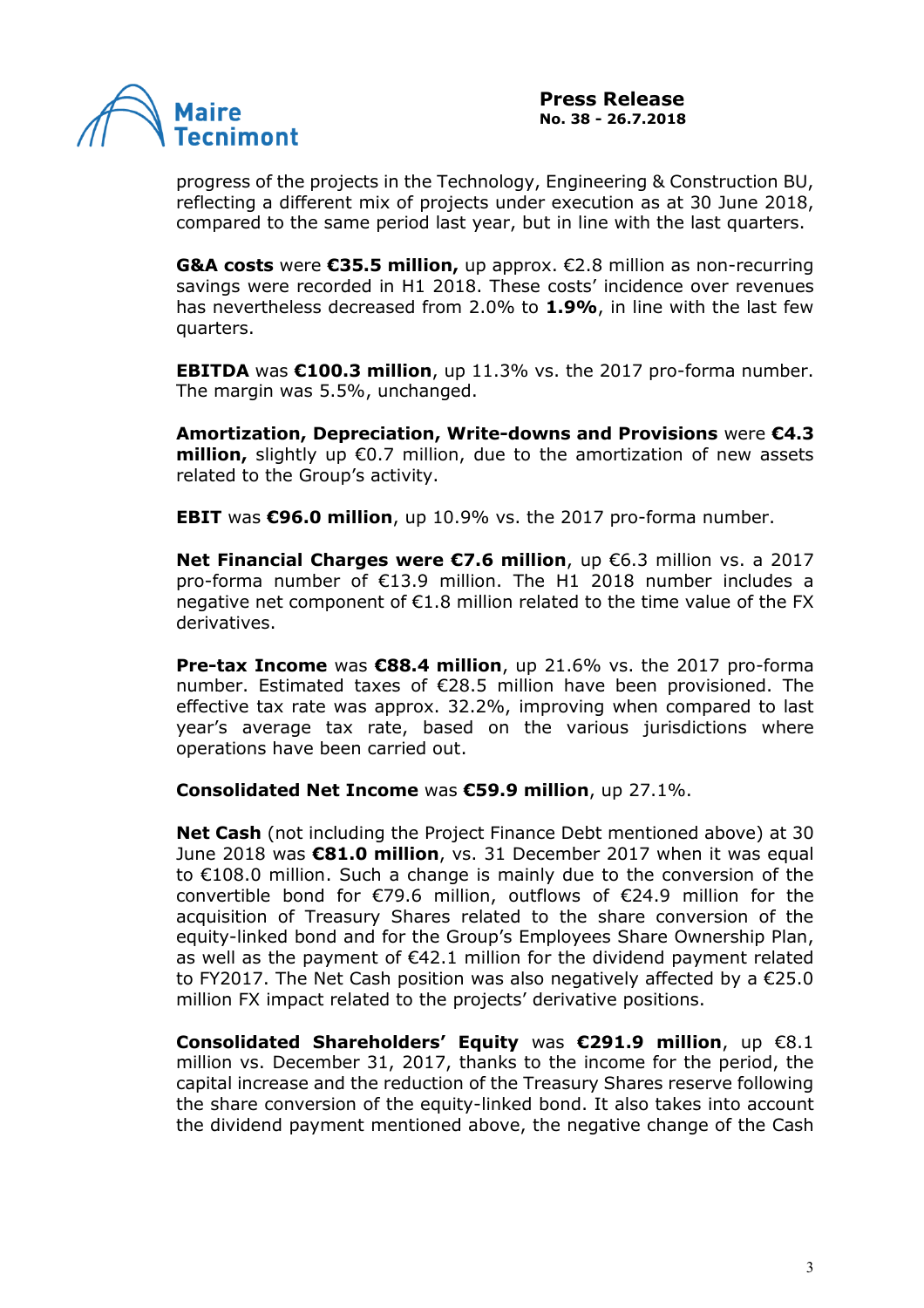progress of the projects in the Technology, Engineering & Construction BU, reflecting a different mix of projects under execution as at 30 June 2018, compared to the same period last year, but in line with the last quarters.

**G&A costs** were **€35.5 million,** up approx. €2.8 million as non-recurring savings were recorded in H1 2018. These costs' incidence over revenues has nevertheless decreased from 2.0% to **1.9%**, in line with the last few quarters.

**EBITDA** was **€100.3 million**, up 11.3% vs. the 2017 pro-forma number. The margin was 5.5%, unchanged.

**Amortization, Depreciation, Write-downs and Provisions** were **€4.3 million,** slightly up €0.7 million, due to the amortization of new assets related to the Group's activity.

**EBIT** was **€96.0 million**, up 10.9% vs. the 2017 pro-forma number.

**Net Financial Charges were €7.6 million**, up €6.3 million vs. a 2017 pro-forma number of €13.9 million. The H1 2018 number includes a negative net component of €1.8 million related to the time value of the FX derivatives.

**Pre-tax Income** was **€88.4 million**, up 21.6% vs. the 2017 pro-forma number. Estimated taxes of €28.5 million have been provisioned. The effective tax rate was approx. 32.2%, improving when compared to last year's average tax rate, based on the various jurisdictions where operations have been carried out.

**Consolidated Net Income** was **€59.9 million**, up 27.1%.

**Net Cash** (not including the Project Finance Debt mentioned above) at 30 June 2018 was **€81.0 million**, vs. 31 December 2017 when it was equal to €108.0 million. Such a change is mainly due to the conversion of the convertible bond for €79.6 million, outflows of €24.9 million for the acquisition of Treasury Shares related to the share conversion of the equity-linked bond and for the Group's Employees Share Ownership Plan, as well as the payment of €42.1 million for the dividend payment related to FY2017. The Net Cash position was also negatively affected by a €25.0 million FX impact related to the projects' derivative positions.

**Consolidated Shareholders' Equity** was **€291.9 million**, up €8.1 million vs. December 31, 2017, thanks to the income for the period, the capital increase and the reduction of the Treasury Shares reserve following the share conversion of the equity-linked bond. It also takes into account the dividend payment mentioned above, the negative change of the Cash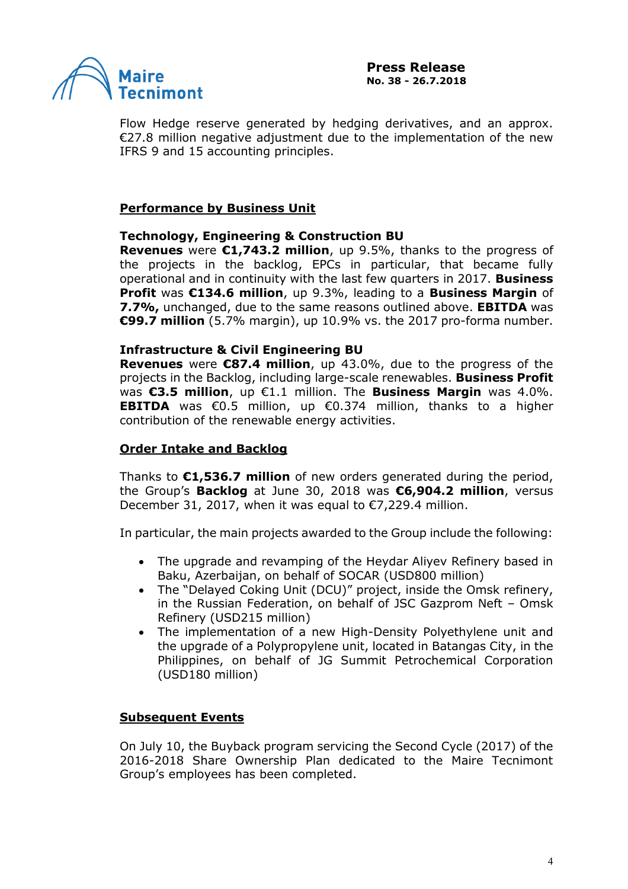Flow Hedge reserve generated by hedging derivatives, and an approx. €27.8 million negative adjustment due to the implementation of the new IFRS 9 and 15 accounting principles.

## Performance by Business Unit

### Technology, Engineering & Construction BU

**Revenues** were **€1,743.2 million**, up 9.5%, thanks to the progress of the projects in the backlog, EPCs in particular, that became fully operational and in continuity with the last few quarters in 2017. **Business Profit** was **€134.6 million**, up 9.3%, leading to a **Business Margin** of **7.7%,** unchanged, due to the same reasons outlined above. **EBITDA** was **€99.7 million** (5.7% margin), up 10.9% vs. the 2017 pro-forma number.

### Infrastructure & Civil Engineering BU

**Revenues** were **€87.4 million**, up 43.0%, due to the progress of the projects in the Backlog, including large-scale renewables. **Business Profit** was **€3.5 million**, up €1.1 million. The **Business Margin** was 4.0%. **EBITDA** was €0.5 million, up €0.374 million, thanks to a higher contribution of the renewable energy activities.

## Order Intake and Backlog

Thanks to **€1,536.7 million** of new orders generated during the period, the Group's **Backlog** at June 30, 2018 was **€6,904.2 million**, versus December 31, 2017, when it was equal to €7,229.4 million.

In particular, the main projects awarded to the Group include the following:

- The upgrade and revamping of the Heydar Aliyev Refinery based in Baku, Azerbaijan, on behalf of SOCAR (USD800 million)
- The "Delayed Coking Unit (DCU)" project, inside the Omsk refinery, in the Russian Federation, on behalf of JSC Gazprom Neft – Omsk Refinery (USD215 million)
- The implementation of a new High-Density Polyethylene unit and the upgrade of a Polypropylene unit, located in Batangas City, in the Philippines, on behalf of JG Summit Petrochemical Corporation (USD180 million)

## Subsequent Events

On July 10, the Buyback program servicing the Second Cycle (2017) of the 2016-2018 Share Ownership Plan dedicated to the Maire Tecnimont Group's employees has been completed.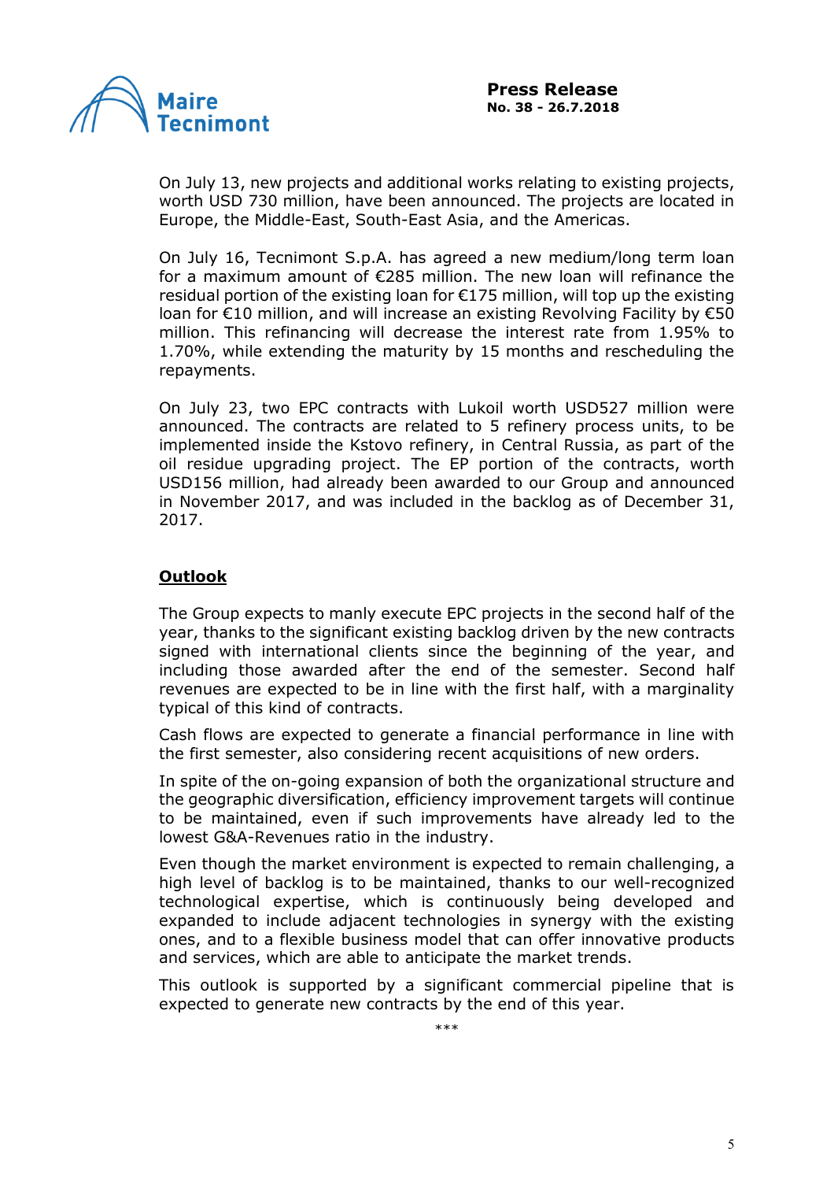On July 13, new projects and additional works relating to existing projects, worth USD 730 million, have been announced. The projects are located in Europe, the Middle-East, South-East Asia, and the Americas.

On July 16, Tecnimont S.p.A. has agreed a new medium/long term loan for a maximum amount of €285 million. The new loan will refinance the residual portion of the existing loan for €175 million, will top up the existing loan for €10 million, and will increase an existing Revolving Facility by €50 million. This refinancing will decrease the interest rate from 1.95% to 1.70%, while extending the maturity by 15 months and rescheduling the repayments.

On July 23, two EPC contracts with Lukoil worth USD527 million were announced. The contracts are related to 5 refinery process units, to be implemented inside the Kstovo refinery, in Central Russia, as part of the oil residue upgrading project. The EP portion of the contracts, worth USD156 million, had already been awarded to our Group and announced in November 2017, and was included in the backlog as of December 31, 2017.

## **Outlook**

The Group expects to manly execute EPC projects in the second half of the year, thanks to the significant existing backlog driven by the new contracts signed with international clients since the beginning of the year, and including those awarded after the end of the semester. Second half revenues are expected to be in line with the first half, with a marginality typical of this kind of contracts.

Cash flows are expected to generate a financial performance in line with the first semester, also considering recent acquisitions of new orders.

In spite of the on-going expansion of both the organizational structure and the geographic diversification, efficiency improvement targets will continue to be maintained, even if such improvements have already led to the lowest G&A-Revenues ratio in the industry.

Even though the market environment is expected to remain challenging, a high level of backlog is to be maintained, thanks to our well-recognized technological expertise, which is continuously being developed and expanded to include adjacent technologies in synergy with the existing ones, and to a flexible business model that can offer innovative products and services, which are able to anticipate the market trends.

This outlook is supported by a significant commercial pipeline that is expected to generate new contracts by the end of this year.

***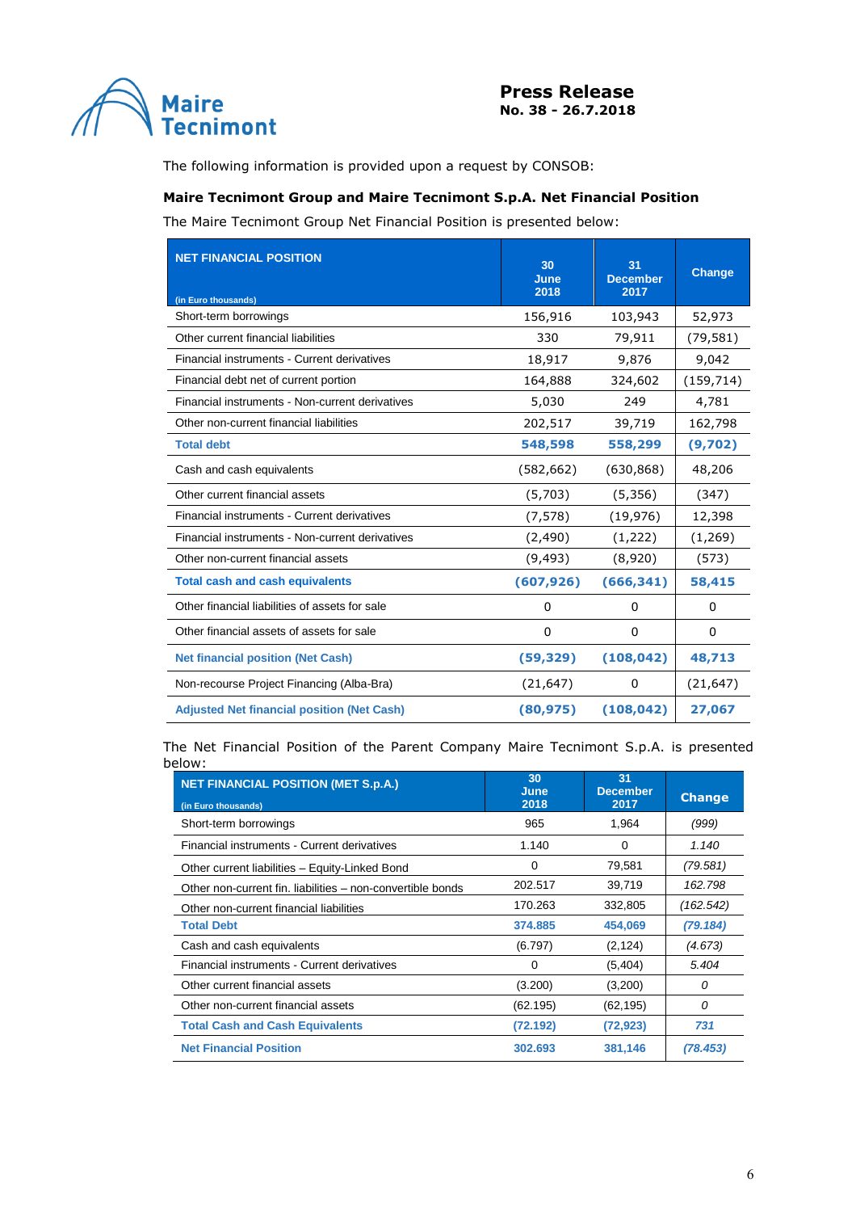The following information is provided upon a request by CONSOB:

**Maire Tecnimont Group and Maire Tecnimont S.p.A. Net Financial Position**

The Maire Tecnimont Group Net Financial Position is presented below:

| NET FINANCIAL POSITION (in Euro thousands) | 30 June 2018 | 31 December 2017 | Change |
|---|---|---|---|
| Short-term borrowings | 156,916 | 103,943 | 52,973 |
| Other current financial liabilities | 330 | 79,911 | (79,581) |
| Financial instruments - Current derivatives | 18,917 | 9,876 | 9,042 |
| Financial debt net of current portion | 164,888 | 324,602 | (159,714) |
| Financial instruments - Non-current derivatives | 5,030 | 249 | 4,781 |
| Other non-current financial liabilities | 202,517 | 39,719 | 162,798 |
| **Total debt** | **548,598** | **558,299** | **(9,702)** |
| Cash and cash equivalents | (582,662) | (630,868) | 48,206 |
| Other current financial assets | (5,703) | (5,356) | (347) |
| Financial instruments - Current derivatives | (7,578) | (19,976) | 12,398 |
| Financial instruments - Non-current derivatives | (2,490) | (1,222) | (1,269) |
| Other non-current financial assets | (9,493) | (8,920) | (573) |
| **Total cash and cash equivalents** | **(607,926)** | **(666,341)** | **58,415** |
| Other financial liabilities of assets for sale | 0 | 0 | 0 |
| Other financial assets of assets for sale | 0 | 0 | 0 |
| **Net financial position (Net Cash)** | **(59,329)** | **(108,042)** | **48,713** |
| Non-recourse Project Financing (Alba-Bra) | (21,647) | 0 | (21,647) |
| **Adjusted Net financial position (Net Cash)** | **(80,975)** | **(108,042)** | **27,067** |

The Net Financial Position of the Parent Company Maire Tecnimont S.p.A. is presented below:

| NET FINANCIAL POSITION (MET S.p.A.) (in Euro thousands) | 30 June 2018 | 31 December 2017 | Change |
|---|---|---|---|
| Short-term borrowings | 965 | 1,964 | *(999)* |
| Financial instruments - Current derivatives | 1.140 | 0 | *1.140* |
| Other current liabilities – Equity-Linked Bond | 0 | 79,581 | *(79.581)* |
| Other non-current fin. liabilities – non-convertible bonds | 202.517 | 39,719 | *162.798* |
| Other non-current financial liabilities | 170.263 | 332,805 | *(162.542)* |
| **Total Debt** | **374.885** | **454,069** | ***(79.184)*** |
| Cash and cash equivalents | (6.797) | (2,124) | *(4.673)* |
| Financial instruments - Current derivatives | 0 | (5,404) | *5.404* |
| Other current financial assets | (3.200) | (3,200) | *0* |
| Other non-current financial assets | (62.195) | (62,195) | *0* |
| **Total Cash and Cash Equivalents** | **(72.192)** | **(72,923)** | ***731*** |
| **Net Financial Position** | **302.693** | **381,146** | ***(78.453)*** |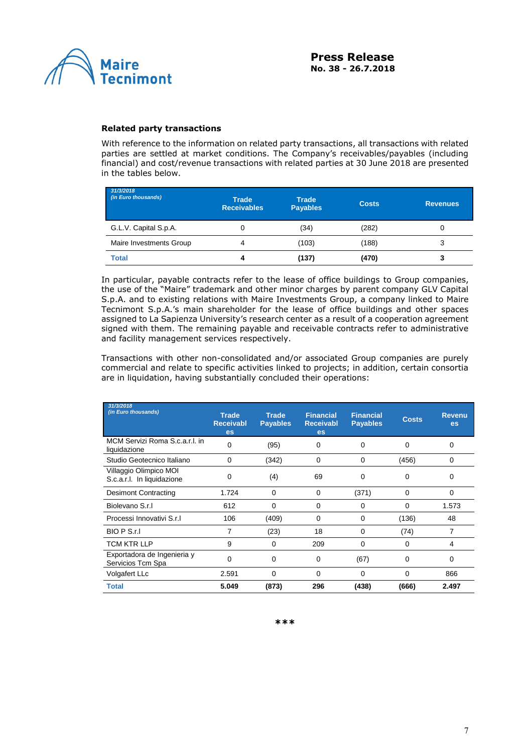### Related party transactions

With reference to the information on related party transactions, all transactions with related parties are settled at market conditions. The Company's receivables/payables (including financial) and cost/revenue transactions with related parties at 30 June 2018 are presented in the tables below.

| *31/3/2018* *(in Euro thousands)* | Trade Receivables | Trade Payables | Costs | Revenues |
|---|---|---|---|---|
| G.L.V. Capital S.p.A. | 0 | (34) | (282) | 0 |
| Maire Investments Group | 4 | (103) | (188) | 3 |
| **Total** | **4** | **(137)** | **(470)** | **3** |

In particular, payable contracts refer to the lease of office buildings to Group companies, the use of the "Maire" trademark and other minor charges by parent company GLV Capital S.p.A. and to existing relations with Maire Investments Group, a company linked to Maire Tecnimont S.p.A.'s main shareholder for the lease of office buildings and other spaces assigned to La Sapienza University's research center as a result of a cooperation agreement signed with them. The remaining payable and receivable contracts refer to administrative and facility management services respectively.

Transactions with other non-consolidated and/or associated Group companies are purely commercial and relate to specific activities linked to projects; in addition, certain consortia are in liquidation, having substantially concluded their operations:

| *31/3/2018* *(in Euro thousands)* | Trade Receivables | Trade Payables | Financial Receivables | Financial Payables | Costs | Revenues |
|---|---|---|---|---|---|---|
| MCM Servizi Roma S.c.a.r.l. in liquidazione | 0 | (95) | 0 | 0 | 0 | 0 |
| Studio Geotecnico Italiano | 0 | (342) | 0 | 0 | (456) | 0 |
| Villaggio Olimpico MOI S.c.a.r.l. In liquidazione | 0 | (4) | 69 | 0 | 0 | 0 |
| Desimont Contracting | 1.724 | 0 | 0 | (371) | 0 | 0 |
| Biolevano S.r.l | 612 | 0 | 0 | 0 | 0 | 1.573 |
| Processi Innovativi S.r.l | 106 | (409) | 0 | 0 | (136) | 48 |
| BIO P S.r.l | 7 | (23) | 18 | 0 | (74) | 7 |
| TCM KTR LLP | 9 | 0 | 209 | 0 | 0 | 4 |
| Exportadora de Ingenieria y Servicios Tcm Spa | 0 | 0 | 0 | (67) | 0 | 0 |
| Volgafert LLc | 2.591 | 0 | 0 | 0 | 0 | 866 |
| **Total** | **5.049** | **(873)** | **296** | **(438)** | **(666)** | **2.497** |

***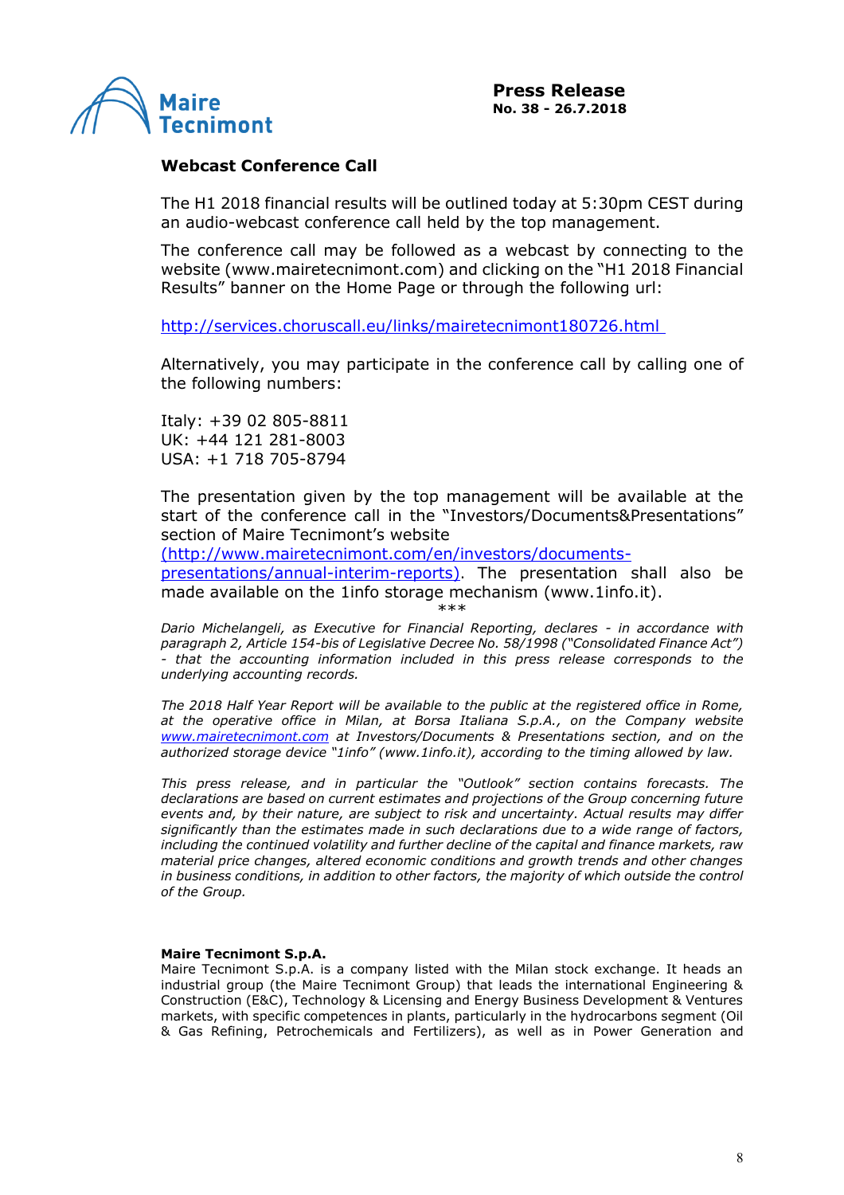**Press Release**
**No. 38 - 26.7.2018**

## Webcast Conference Call

The H1 2018 financial results will be outlined today at 5:30pm CEST during an audio-webcast conference call held by the top management.

The conference call may be followed as a webcast by connecting to the website (www.mairetecnimont.com) and clicking on the "H1 2018 Financial Results" banner on the Home Page or through the following url:

http://services.choruscall.eu/links/mairetecnimont180726.html

Alternatively, you may participate in the conference call by calling one of the following numbers:

Italy: +39 02 805-8811
UK: +44 121 281-8003
USA: +1 718 705-8794

The presentation given by the top management will be available at the start of the conference call in the "Investors/Documents&Presentations" section of Maire Tecnimont's website (http://www.mairetecnimont.com/en/investors/documents-presentations/annual-interim-reports). The presentation shall also be made available on the 1info storage mechanism (www.1info.it).

***

*Dario Michelangeli, as Executive for Financial Reporting, declares - in accordance with paragraph 2, Article 154-bis of Legislative Decree No. 58/1998 ("Consolidated Finance Act") - that the accounting information included in this press release corresponds to the underlying accounting records.*

*The 2018 Half Year Report will be available to the public at the registered office in Rome, at the operative office in Milan, at Borsa Italiana S.p.A., on the Company website www.mairetecnimont.com at Investors/Documents & Presentations section, and on the authorized storage device "1info" (www.1info.it), according to the timing allowed by law.*

*This press release, and in particular the "Outlook" section contains forecasts. The declarations are based on current estimates and projections of the Group concerning future events and, by their nature, are subject to risk and uncertainty. Actual results may differ significantly than the estimates made in such declarations due to a wide range of factors, including the continued volatility and further decline of the capital and finance markets, raw material price changes, altered economic conditions and growth trends and other changes in business conditions, in addition to other factors, the majority of which outside the control of the Group.*

**Maire Tecnimont S.p.A.**
Maire Tecnimont S.p.A. is a company listed with the Milan stock exchange. It heads an industrial group (the Maire Tecnimont Group) that leads the international Engineering & Construction (E&C), Technology & Licensing and Energy Business Development & Ventures markets, with specific competences in plants, particularly in the hydrocarbons segment (Oil & Gas Refining, Petrochemicals and Fertilizers), as well as in Power Generation and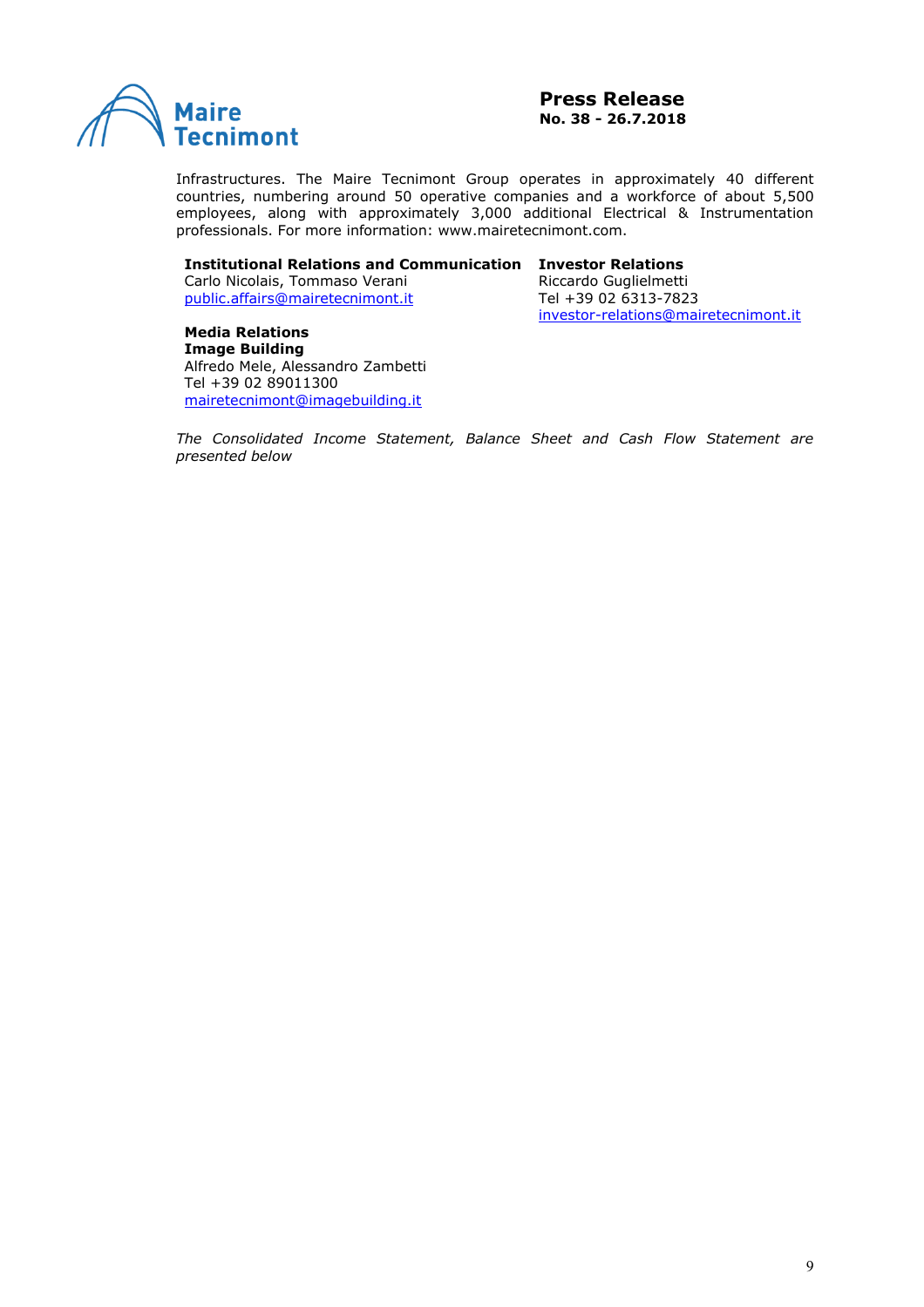Infrastructures. The Maire Tecnimont Group operates in approximately 40 different countries, numbering around 50 operative companies and a workforce of about 5,500 employees, along with approximately 3,000 additional Electrical & Instrumentation professionals. For more information: www.mairetecnimont.com.

**Institutional Relations and Communication**
Carlo Nicolais, Tommaso Verani
public.affairs@mairetecnimont.it

**Investor Relations**
Riccardo Guglielmetti
Tel +39 02 6313-7823
investor-relations@mairetecnimont.it

**Media Relations**
**Image Building**
Alfredo Mele, Alessandro Zambetti
Tel +39 02 89011300
mairetecnimont@imagebuilding.it

*The Consolidated Income Statement, Balance Sheet and Cash Flow Statement are presented below*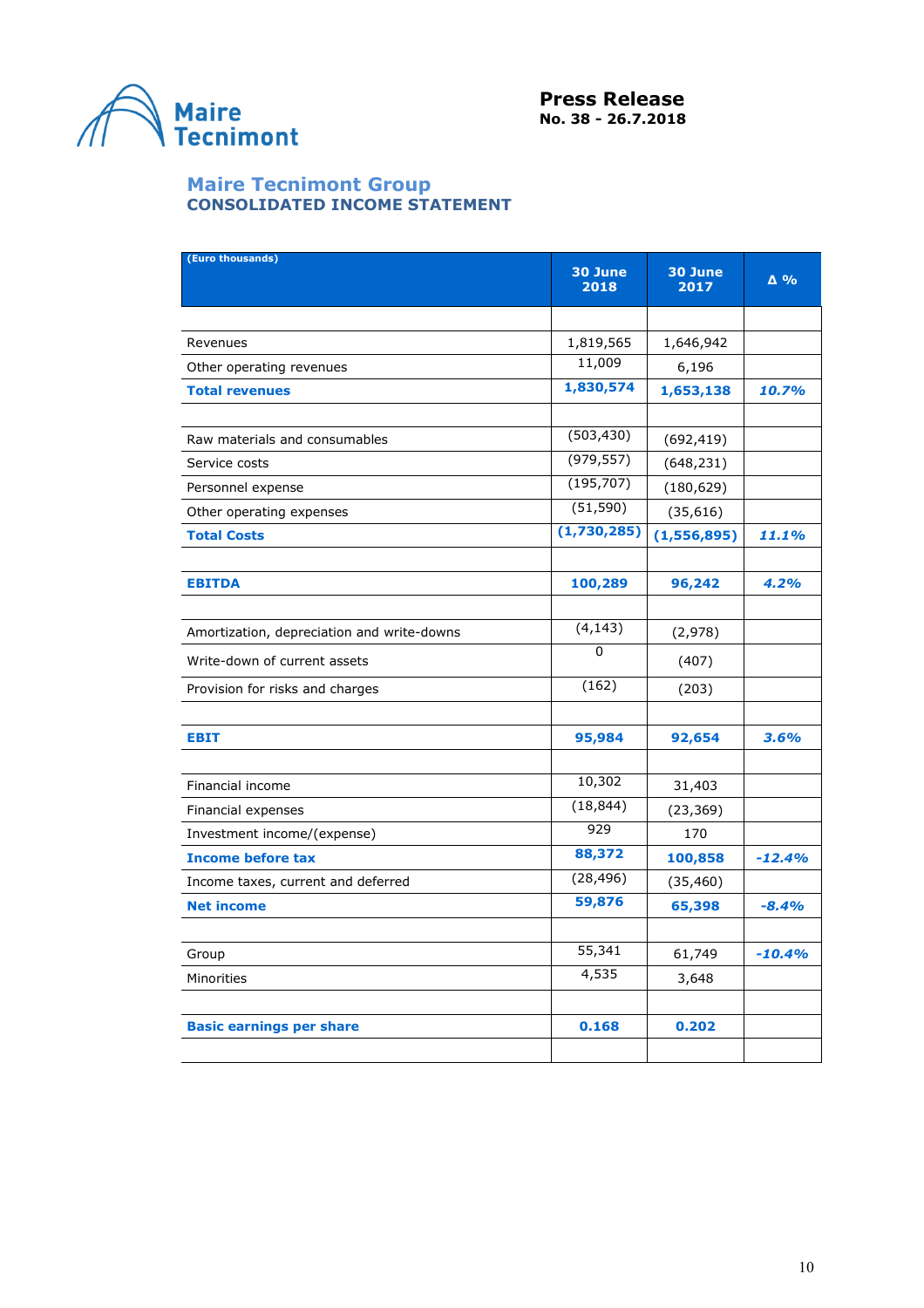# Press Release
**No. 38 - 26.7.2018**

## Maire Tecnimont Group
### CONSOLIDATED INCOME STATEMENT

| (Euro thousands) | 30 June 2018 | 30 June 2017 | Δ % |
|---|---|---|---|
| | | | |
| Revenues | 1,819,565 | 1,646,942 | |
| Other operating revenues | 11,009 | 6,196 | |
| **Total revenues** | **1,830,574** | **1,653,138** | ***10.7%*** |
| | | | |
| Raw materials and consumables | (503,430) | (692,419) | |
| Service costs | (979,557) | (648,231) | |
| Personnel expense | (195,707) | (180,629) | |
| Other operating expenses | (51,590) | (35,616) | |
| **Total Costs** | **(1,730,285)** | **(1,556,895)** | ***11.1%*** |
| | | | |
| **EBITDA** | **100,289** | **96,242** | ***4.2%*** |
| | | | |
| Amortization, depreciation and write-downs | (4,143) | (2,978) | |
| Write-down of current assets | 0 | (407) | |
| Provision for risks and charges | (162) | (203) | |
| | | | |
| **EBIT** | **95,984** | **92,654** | ***3.6%*** |
| | | | |
| Financial income | 10,302 | 31,403 | |
| Financial expenses | (18,844) | (23,369) | |
| Investment income/(expense) | 929 | 170 | |
| **Income before tax** | **88,372** | **100,858** | ***-12.4%*** |
| Income taxes, current and deferred | (28,496) | (35,460) | |
| **Net income** | **59,876** | **65,398** | ***-8.4%*** |
| | | | |
| Group | 55,341 | 61,749 | ***-10.4%*** |
| Minorities | 4,535 | 3,648 | |
| | | | |
| **Basic earnings per share** | **0.168** | **0.202** | |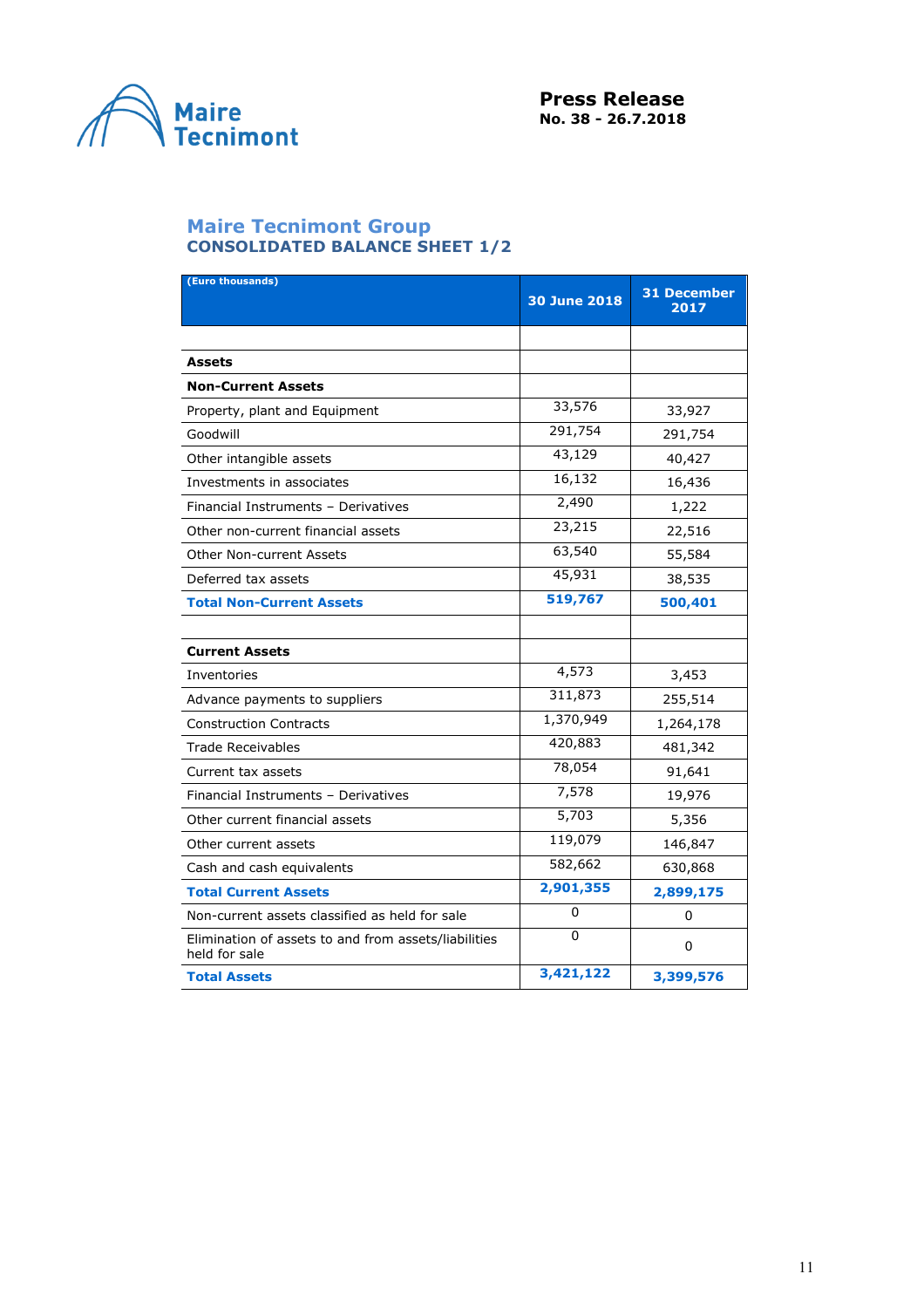Maire Tecnimont

**Press Release**
**No. 38 - 26.7.2018**

## Maire Tecnimont Group
### CONSOLIDATED BALANCE SHEET 1/2

| (Euro thousands) | 30 June 2018 | 31 December 2017 |
|---|---|---|
| | | |
| **Assets** | | |
| **Non-Current Assets** | | |
| Property, plant and Equipment | 33,576 | 33,927 |
| Goodwill | 291,754 | 291,754 |
| Other intangible assets | 43,129 | 40,427 |
| Investments in associates | 16,132 | 16,436 |
| Financial Instruments – Derivatives | 2,490 | 1,222 |
| Other non-current financial assets | 23,215 | 22,516 |
| Other Non-current Assets | 63,540 | 55,584 |
| Deferred tax assets | 45,931 | 38,535 |
| **Total Non-Current Assets** | **519,767** | **500,401** |
| | | |
| **Current Assets** | | |
| Inventories | 4,573 | 3,453 |
| Advance payments to suppliers | 311,873 | 255,514 |
| Construction Contracts | 1,370,949 | 1,264,178 |
| Trade Receivables | 420,883 | 481,342 |
| Current tax assets | 78,054 | 91,641 |
| Financial Instruments – Derivatives | 7,578 | 19,976 |
| Other current financial assets | 5,703 | 5,356 |
| Other current assets | 119,079 | 146,847 |
| Cash and cash equivalents | 582,662 | 630,868 |
| **Total Current Assets** | **2,901,355** | **2,899,175** |
| Non-current assets classified as held for sale | 0 | 0 |
| Elimination of assets to and from assets/liabilities held for sale | 0 | 0 |
| **Total Assets** | **3,421,122** | **3,399,576** |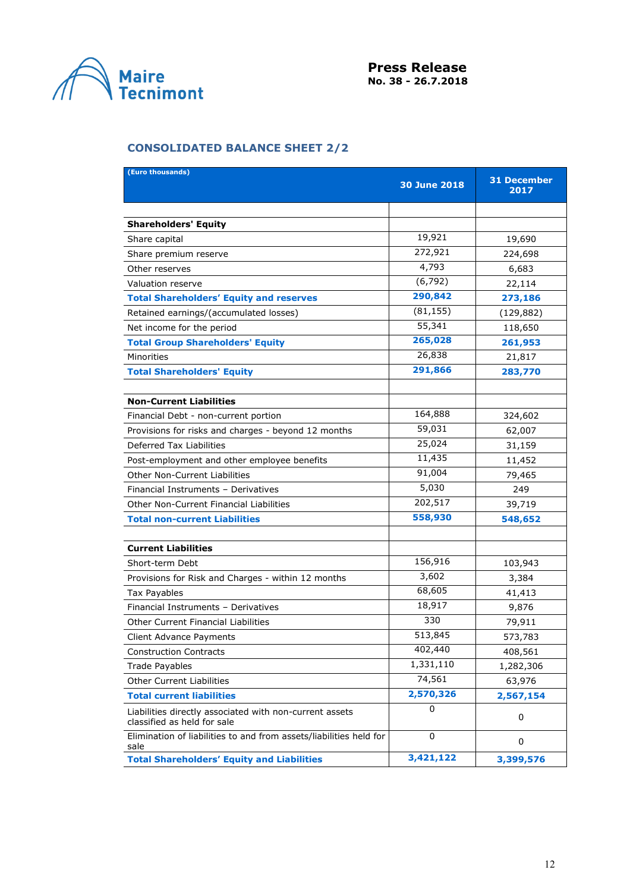## CONSOLIDATED BALANCE SHEET 2/2

| (Euro thousands) | 30 June 2018 | 31 December 2017 |
|---|---|---|
| | | |
| **Shareholders' Equity** | | |
| Share capital | 19,921 | 19,690 |
| Share premium reserve | 272,921 | 224,698 |
| Other reserves | 4,793 | 6,683 |
| Valuation reserve | (6,792) | 22,114 |
| **Total Shareholders' Equity and reserves** | **290,842** | **273,186** |
| Retained earnings/(accumulated losses) | (81,155) | (129,882) |
| Net income for the period | 55,341 | 118,650 |
| **Total Group Shareholders' Equity** | **265,028** | **261,953** |
| Minorities | 26,838 | 21,817 |
| **Total Shareholders' Equity** | **291,866** | **283,770** |
| | | |
| **Non-Current Liabilities** | | |
| Financial Debt - non-current portion | 164,888 | 324,602 |
| Provisions for risks and charges - beyond 12 months | 59,031 | 62,007 |
| Deferred Tax Liabilities | 25,024 | 31,159 |
| Post-employment and other employee benefits | 11,435 | 11,452 |
| Other Non-Current Liabilities | 91,004 | 79,465 |
| Financial Instruments – Derivatives | 5,030 | 249 |
| Other Non-Current Financial Liabilities | 202,517 | 39,719 |
| **Total non-current Liabilities** | **558,930** | **548,652** |
| | | |
| **Current Liabilities** | | |
| Short-term Debt | 156,916 | 103,943 |
| Provisions for Risk and Charges - within 12 months | 3,602 | 3,384 |
| Tax Payables | 68,605 | 41,413 |
| Financial Instruments – Derivatives | 18,917 | 9,876 |
| Other Current Financial Liabilities | 330 | 79,911 |
| Client Advance Payments | 513,845 | 573,783 |
| Construction Contracts | 402,440 | 408,561 |
| Trade Payables | 1,331,110 | 1,282,306 |
| Other Current Liabilities | 74,561 | 63,976 |
| **Total current liabilities** | **2,570,326** | **2,567,154** |
| Liabilities directly associated with non-current assets classified as held for sale | 0 | 0 |
| Elimination of liabilities to and from assets/liabilities held for sale | 0 | 0 |
| **Total Shareholders' Equity and Liabilities** | **3,421,122** | **3,399,576** |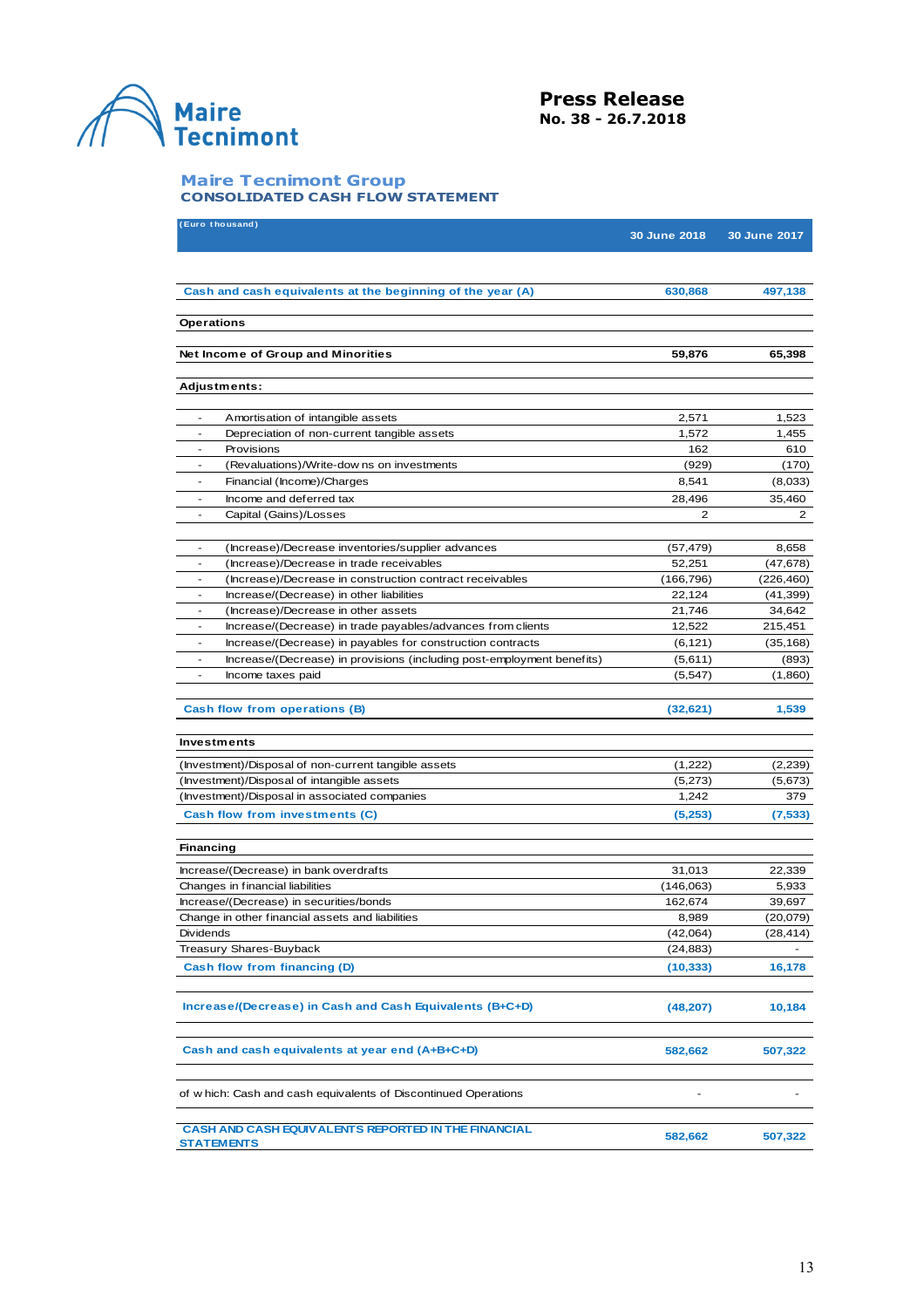Maire Tecnimont

**Press Release**
**No. 38 - 26.7.2018**

## Maire Tecnimont Group
### CONSOLIDATED CASH FLOW STATEMENT

| (Euro thousand) | 30 June 2018 | 30 June 2017 |
|---|---|---|
| **Cash and cash equivalents at the beginning of the year (A)** | **630,868** | **497,138** |
| **Operations** | | |
| **Net Income of Group and Minorities** | **59,876** | **65,398** |
| **Adjustments:** | | |
| - Amortisation of intangible assets | 2,571 | 1,523 |
| - Depreciation of non-current tangible assets | 1,572 | 1,455 |
| - Provisions | 162 | 610 |
| - (Revaluations)/Write-downs on investments | (929) | (170) |
| - Financial (Income)/Charges | 8,541 | (8,033) |
| - Income and deferred tax | 28,496 | 35,460 |
| - Capital (Gains)/Losses | 2 | 2 |
| - (Increase)/Decrease inventories/supplier advances | (57,479) | 8,658 |
| - (Increase)/Decrease in trade receivables | 52,251 | (47,678) |
| - (Increase)/Decrease in construction contract receivables | (166,796) | (226,460) |
| - Increase/(Decrease) in other liabilities | 22,124 | (41,399) |
| - (Increase)/Decrease in other assets | 21,746 | 34,642 |
| - Increase/(Decrease) in trade payables/advances from clients | 12,522 | 215,451 |
| - Increase/(Decrease) in payables for construction contracts | (6,121) | (35,168) |
| - Increase/(Decrease) in provisions (including post-employment benefits) | (5,611) | (893) |
| - Income taxes paid | (5,547) | (1,860) |
| **Cash flow from operations (B)** | **(32,621)** | **1,539** |
| **Investments** | | |
| (Investment)/Disposal of non-current tangible assets | (1,222) | (2,239) |
| (Investment)/Disposal of intangible assets | (5,273) | (5,673) |
| (Investment)/Disposal in associated companies | 1,242 | 379 |
| **Cash flow from investments (C)** | **(5,253)** | **(7,533)** |
| **Financing** | | |
| Increase/(Decrease) in bank overdrafts | 31,013 | 22,339 |
| Changes in financial liabilities | (146,063) | 5,933 |
| Increase/(Decrease) in securities/bonds | 162,674 | 39,697 |
| Change in other financial assets and liabilities | 8,989 | (20,079) |
| Dividends | (42,064) | (28,414) |
| Treasury Shares-Buyback | (24,883) | - |
| **Cash flow from financing (D)** | **(10,333)** | **16,178** |
| **Increase/(Decrease) in Cash and Cash Equivalents (B+C+D)** | **(48,207)** | **10,184** |
| **Cash and cash equivalents at year end (A+B+C+D)** | **582,662** | **507,322** |
| of which: Cash and cash equivalents of Discontinued Operations | - | - |
| **CASH AND CASH EQUIVALENTS REPORTED IN THE FINANCIAL STATEMENTS** | **582,662** | **507,322** |